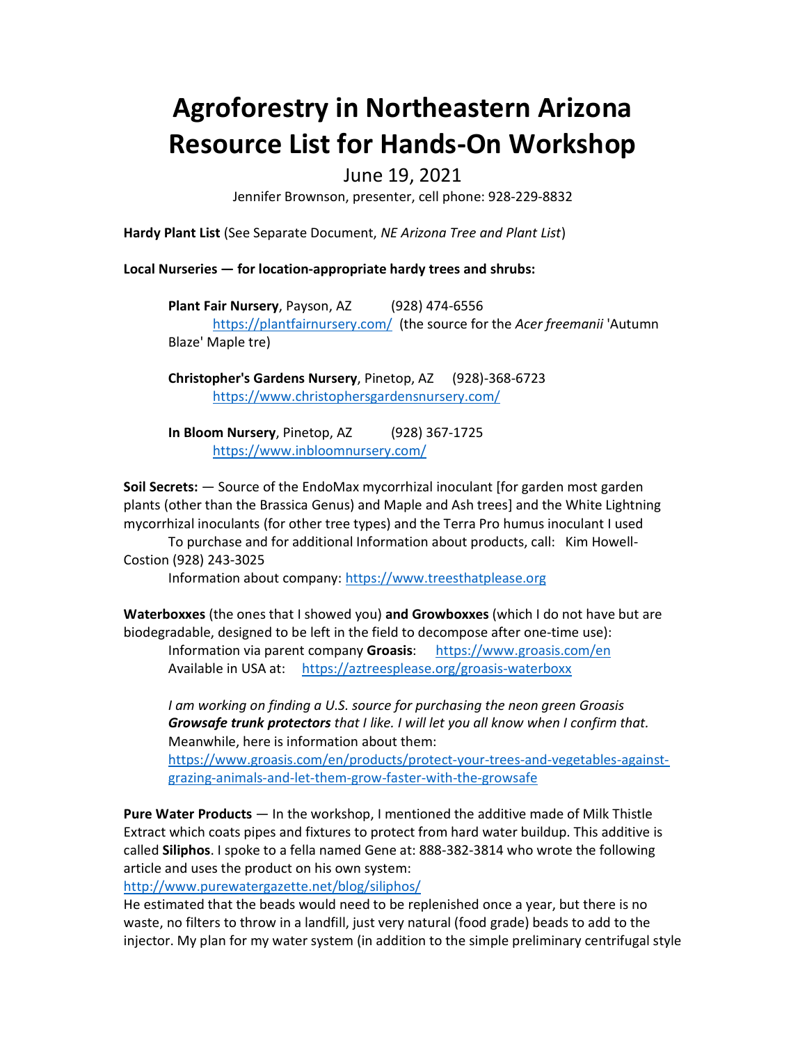# Agroforestry in Northeastern Arizona Resource List for Hands-On Workshop

June 19, 2021

Jennifer Brownson, presenter, cell phone: 928-229-8832

**Hardy Plant List** (See Separate Document, *NE Arizona Tree and Plant List*)

**Local Nurseries — for location-appropriate hardy trees and shrubs:**

**Plant Fair Nursery**, Payson, AZ (928) 474-6556
https://plantfairnursery.com/ (the source for the *Acer freemanii* 'Autumn Blaze' Maple tre)

**Christopher's Gardens Nursery**, Pinetop, AZ (928)-368-6723
https://www.christophersgardensnursery.com/

**In Bloom Nursery**, Pinetop, AZ (928) 367-1725
https://www.inbloomnursery.com/

**Soil Secrets:** — Source of the EndoMax mycorrhizal inoculant [for garden most garden plants (other than the Brassica Genus) and Maple and Ash trees] and the White Lightning mycorrhizal inoculants (for other tree types) and the Terra Pro humus inoculant I used

To purchase and for additional Information about products, call: Kim Howell-Costion (928) 243-3025

Information about company: https://www.treesthatplease.org

**Waterboxxes** (the ones that I showed you) **and Growboxxes** (which I do not have but are biodegradable, designed to be left in the field to decompose after one-time use):

Information via parent company **Groasis**: https://www.groasis.com/en
Available in USA at: https://aztreesplease.org/groasis-waterboxx

*I am working on finding a U.S. source for purchasing the neon green Groasis* ***Growsafe trunk protectors*** *that I like. I will let you all know when I confirm that.* Meanwhile, here is information about them:
https://www.groasis.com/en/products/protect-your-trees-and-vegetables-against-grazing-animals-and-let-them-grow-faster-with-the-growsafe

**Pure Water Products** — In the workshop, I mentioned the additive made of Milk Thistle Extract which coats pipes and fixtures to protect from hard water buildup. This additive is called **Siliphos**. I spoke to a fella named Gene at: 888-382-3814 who wrote the following article and uses the product on his own system:
http://www.purewatergazette.net/blog/siliphos/
He estimated that the beads would need to be replenished once a year, but there is no waste, no filters to throw in a landfill, just very natural (food grade) beads to add to the injector. My plan for my water system (in addition to the simple preliminary centrifugal style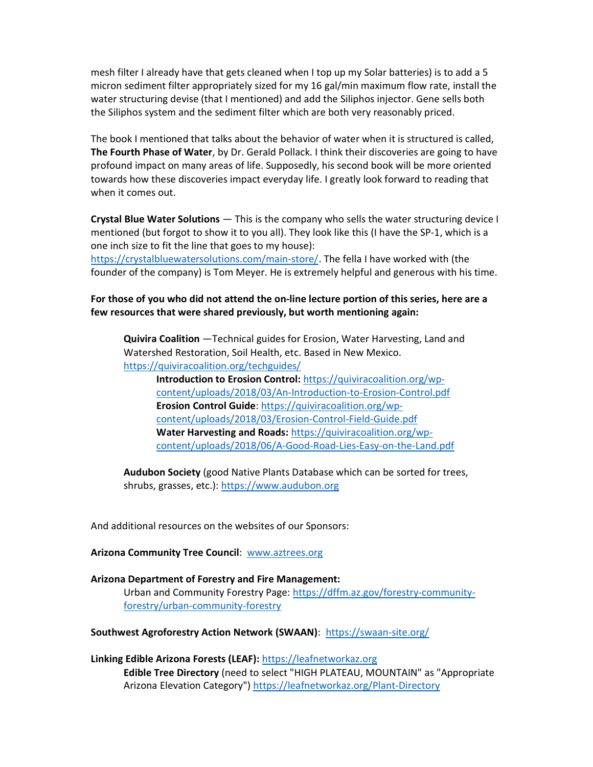mesh filter I already have that gets cleaned when I top up my Solar batteries) is to add a 5 micron sediment filter appropriately sized for my 16 gal/min maximum flow rate, install the water structuring devise (that I mentioned) and add the Siliphos injector. Gene sells both the Siliphos system and the sediment filter which are both very reasonably priced.

The book I mentioned that talks about the behavior of water when it is structured is called, **The Fourth Phase of Water**, by Dr. Gerald Pollack. I think their discoveries are going to have profound impact on many areas of life. Supposedly, his second book will be more oriented towards how these discoveries impact everyday life. I greatly look forward to reading that when it comes out.

**Crystal Blue Water Solutions** — This is the company who sells the water structuring device I mentioned (but forgot to show it to you all). They look like this (I have the SP-1, which is a one inch size to fit the line that goes to my house): https://crystalbluewatersolutions.com/main-store/. The fella I have worked with (the founder of the company) is Tom Meyer. He is extremely helpful and generous with his time.

**For those of you who did not attend the on-line lecture portion of this series, here are a few resources that were shared previously, but worth mentioning again:**

> **Quivira Coalition** —Technical guides for Erosion, Water Harvesting, Land and Watershed Restoration, Soil Health, etc. Based in New Mexico. https://quiviracoalition.org/techguides/
>
> > **Introduction to Erosion Control:** https://quiviracoalition.org/wp-content/uploads/2018/03/An-Introduction-to-Erosion-Control.pdf
> > **Erosion Control Guide**: https://quiviracoalition.org/wp-content/uploads/2018/03/Erosion-Control-Field-Guide.pdf
> > **Water Harvesting and Roads:** https://quiviracoalition.org/wp-content/uploads/2018/06/A-Good-Road-Lies-Easy-on-the-Land.pdf
>
> **Audubon Society** (good Native Plants Database which can be sorted for trees, shrubs, grasses, etc.): https://www.audubon.org

And additional resources on the websites of our Sponsors:

**Arizona Community Tree Council**: www.aztrees.org

**Arizona Department of Forestry and Fire Management:**
> Urban and Community Forestry Page: https://dffm.az.gov/forestry-community-forestry/urban-community-forestry

**Southwest Agroforestry Action Network (SWAAN)**: https://swaan-site.org/

**Linking Edible Arizona Forests (LEAF):** https://leafnetworkaz.org
> **Edible Tree Directory** (need to select "HIGH PLATEAU, MOUNTAIN" as "Appropriate Arizona Elevation Category") https://leafnetworkaz.org/Plant-Directory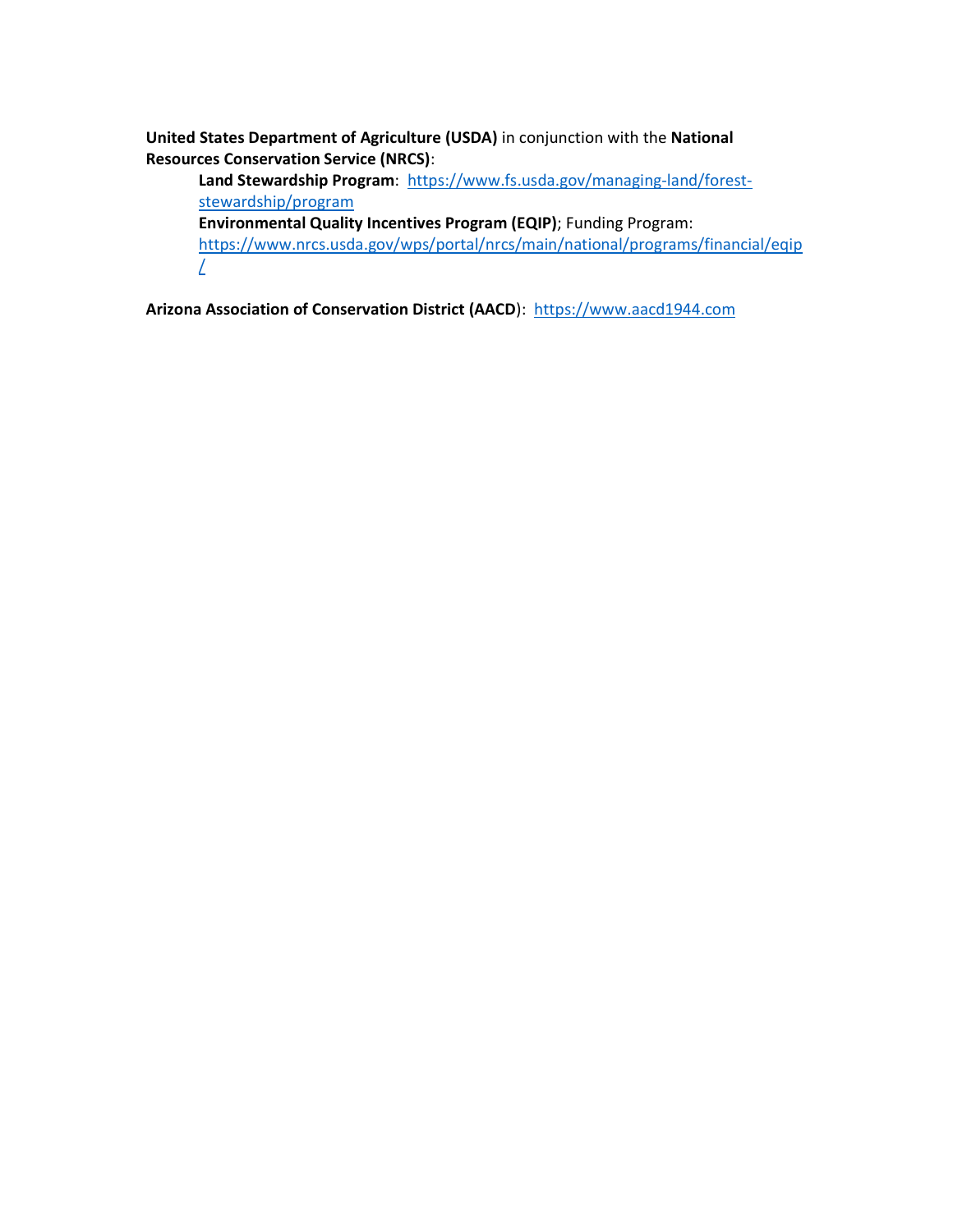**United States Department of Agriculture (USDA)** in conjunction with the **National Resources Conservation Service (NRCS)**:

> **Land Stewardship Program**: https://www.fs.usda.gov/managing-land/forest-stewardship/program
>
> **Environmental Quality Incentives Program (EQIP)**; Funding Program: https://www.nrcs.usda.gov/wps/portal/nrcs/main/national/programs/financial/eqip/

**Arizona Association of Conservation District (AACD**): https://www.aacd1944.com